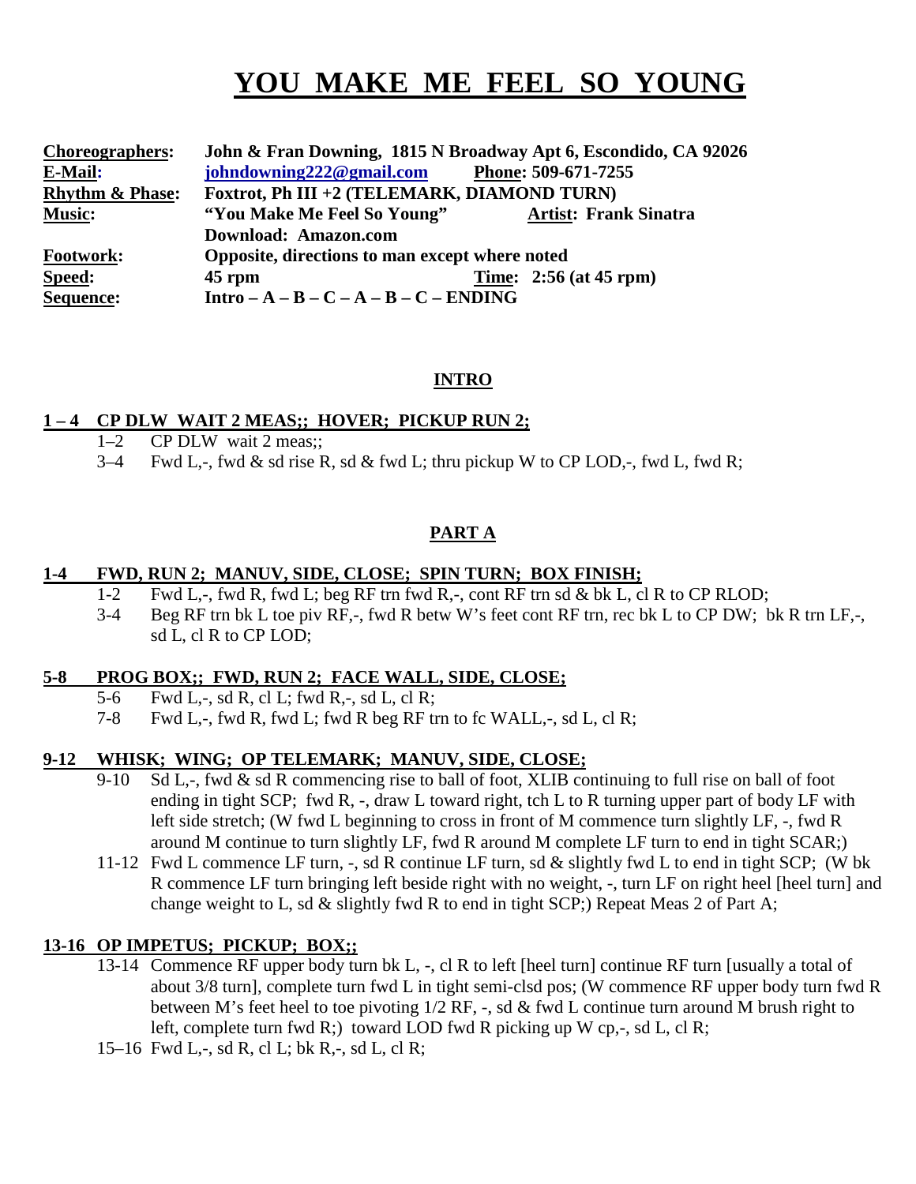# YOU MAKE ME FEEL SO YOUNG

| | |
|---|---|
| **Choreographers:** | **John & Fran Downing, 1815 N Broadway Apt 6, Escondido, CA 92026** |
| **E-Mail:** | **johndowning222@gmail.com** &nbsp;&nbsp;&nbsp; **Phone: 509-671-7255** |
| **Rhythm & Phase:** | **Foxtrot, Ph III +2 (TELEMARK, DIAMOND TURN)** |
| **Music:** | **"You Make Me Feel So Young"** &nbsp;&nbsp;&nbsp; **Artist: Frank Sinatra** |
| | **Download: Amazon.com** |
| **Footwork:** | **Opposite, directions to man except where noted** |
| **Speed:** | **45 rpm** &nbsp;&nbsp;&nbsp; **Time: 2:56 (at 45 rpm)** |
| **Sequence:** | **Intro – A – B – C – A – B – C – ENDING** |

## INTRO

**1 – 4 CP DLW WAIT 2 MEAS;; HOVER; PICKUP RUN 2;**

1–2 CP DLW wait 2 meas;;

3–4 Fwd L,-, fwd & sd rise R, sd & fwd L; thru pickup W to CP LOD,-, fwd L, fwd R;

## PART A

**1-4 FWD, RUN 2; MANUV, SIDE, CLOSE; SPIN TURN; BOX FINISH;**

1-2 Fwd L,-, fwd R, fwd L; beg RF trn fwd R,-, cont RF trn sd & bk L, cl R to CP RLOD;

3-4 Beg RF trn bk L toe piv RF,-, fwd R betw W's feet cont RF trn, rec bk L to CP DW; bk R trn LF,-, sd L, cl R to CP LOD;

**5-8 PROG BOX;; FWD, RUN 2; FACE WALL, SIDE, CLOSE;**

5-6 Fwd L,-, sd R, cl L; fwd R,-, sd L, cl R;

7-8 Fwd L,-, fwd R, fwd L; fwd R beg RF trn to fc WALL,-, sd L, cl R;

**9-12 WHISK; WING; OP TELEMARK; MANUV, SIDE, CLOSE;**

9-10 Sd L,-, fwd & sd R commencing rise to ball of foot, XLIB continuing to full rise on ball of foot ending in tight SCP; fwd R, -, draw L toward right, tch L to R turning upper part of body LF with left side stretch; (W fwd L beginning to cross in front of M commence turn slightly LF, -, fwd R around M continue to turn slightly LF, fwd R around M complete LF turn to end in tight SCAR;)

11-12 Fwd L commence LF turn, -, sd R continue LF turn, sd & slightly fwd L to end in tight SCP; (W bk R commence LF turn bringing left beside right with no weight, -, turn LF on right heel [heel turn] and change weight to L, sd & slightly fwd R to end in tight SCP;) Repeat Meas 2 of Part A;

**13-16 OP IMPETUS; PICKUP; BOX;;**

13-14 Commence RF upper body turn bk L, -, cl R to left [heel turn] continue RF turn [usually a total of about 3/8 turn], complete turn fwd L in tight semi-clsd pos; (W commence RF upper body turn fwd R between M's feet heel to toe pivoting 1/2 RF, -, sd & fwd L continue turn around M brush right to left, complete turn fwd R;) toward LOD fwd R picking up W cp,-, sd L, cl R;

15–16 Fwd L,-, sd R, cl L; bk R,-, sd L, cl R;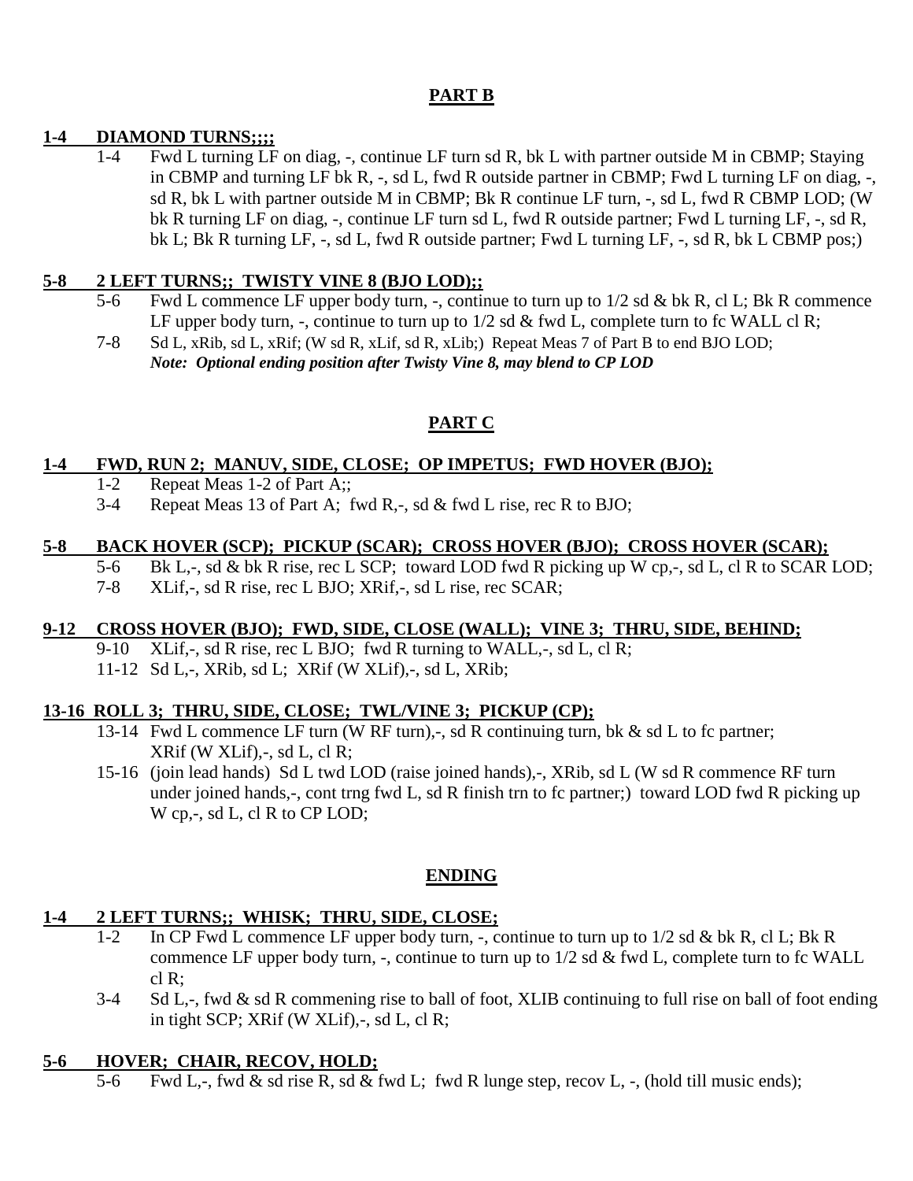## PART B

**1-4 DIAMOND TURNS;;;;**

1-4 Fwd L turning LF on diag, -, continue LF turn sd R, bk L with partner outside M in CBMP; Staying in CBMP and turning LF bk R, -, sd L, fwd R outside partner in CBMP; Fwd L turning LF on diag, -, sd R, bk L with partner outside M in CBMP; Bk R continue LF turn, -, sd L, fwd R CBMP LOD; (W bk R turning LF on diag, -, continue LF turn sd L, fwd R outside partner; Fwd L turning LF, -, sd R, bk L; Bk R turning LF, -, sd L, fwd R outside partner; Fwd L turning LF, -, sd R, bk L CBMP pos;)

**5-8 2 LEFT TURNS;; TWISTY VINE 8 (BJO LOD);;**

5-6 Fwd L commence LF upper body turn, -, continue to turn up to 1/2 sd & bk R, cl L; Bk R commence LF upper body turn, -, continue to turn up to 1/2 sd & fwd L, complete turn to fc WALL cl R;

7-8 Sd L, xRib, sd L, xRif; (W sd R, xLif, sd R, xLib;) Repeat Meas 7 of Part B to end BJO LOD;
***Note: Optional ending position after Twisty Vine 8, may blend to CP LOD***

## PART C

**1-4 FWD, RUN 2; MANUV, SIDE, CLOSE; OP IMPETUS; FWD HOVER (BJO);**

1-2 Repeat Meas 1-2 of Part A;;

3-4 Repeat Meas 13 of Part A; fwd R,-, sd & fwd L rise, rec R to BJO;

**5-8 BACK HOVER (SCP); PICKUP (SCAR); CROSS HOVER (BJO); CROSS HOVER (SCAR);**

5-6 Bk L,-, sd & bk R rise, rec L SCP; toward LOD fwd R picking up W cp,-, sd L, cl R to SCAR LOD;

7-8 XLif,-, sd R rise, rec L BJO; XRif,-, sd L rise, rec SCAR;

**9-12 CROSS HOVER (BJO); FWD, SIDE, CLOSE (WALL); VINE 3; THRU, SIDE, BEHIND;**

9-10 XLif,-, sd R rise, rec L BJO; fwd R turning to WALL,-, sd L, cl R;

11-12 Sd L,-, XRib, sd L; XRif (W XLif),-, sd L, XRib;

**13-16 ROLL 3; THRU, SIDE, CLOSE; TWL/VINE 3; PICKUP (CP);**

13-14 Fwd L commence LF turn (W RF turn),-, sd R continuing turn, bk & sd L to fc partner; XRif (W XLif),-, sd L, cl R;

15-16 (join lead hands) Sd L twd LOD (raise joined hands),-, XRib, sd L (W sd R commence RF turn under joined hands,-, cont trng fwd L, sd R finish trn to fc partner;) toward LOD fwd R picking up W cp,-, sd L, cl R to CP LOD;

## ENDING

**1-4 2 LEFT TURNS;; WHISK; THRU, SIDE, CLOSE;**

1-2 In CP Fwd L commence LF upper body turn, -, continue to turn up to 1/2 sd & bk R, cl L; Bk R commence LF upper body turn, -, continue to turn up to 1/2 sd & fwd L, complete turn to fc WALL cl R;

3-4 Sd L,-, fwd & sd R commening rise to ball of foot, XLIB continuing to full rise on ball of foot ending in tight SCP; XRif (W XLif),-, sd L, cl R;

**5-6 HOVER; CHAIR, RECOV, HOLD;**

5-6 Fwd L,-, fwd & sd rise R, sd & fwd L; fwd R lunge step, recov L, -, (hold till music ends);